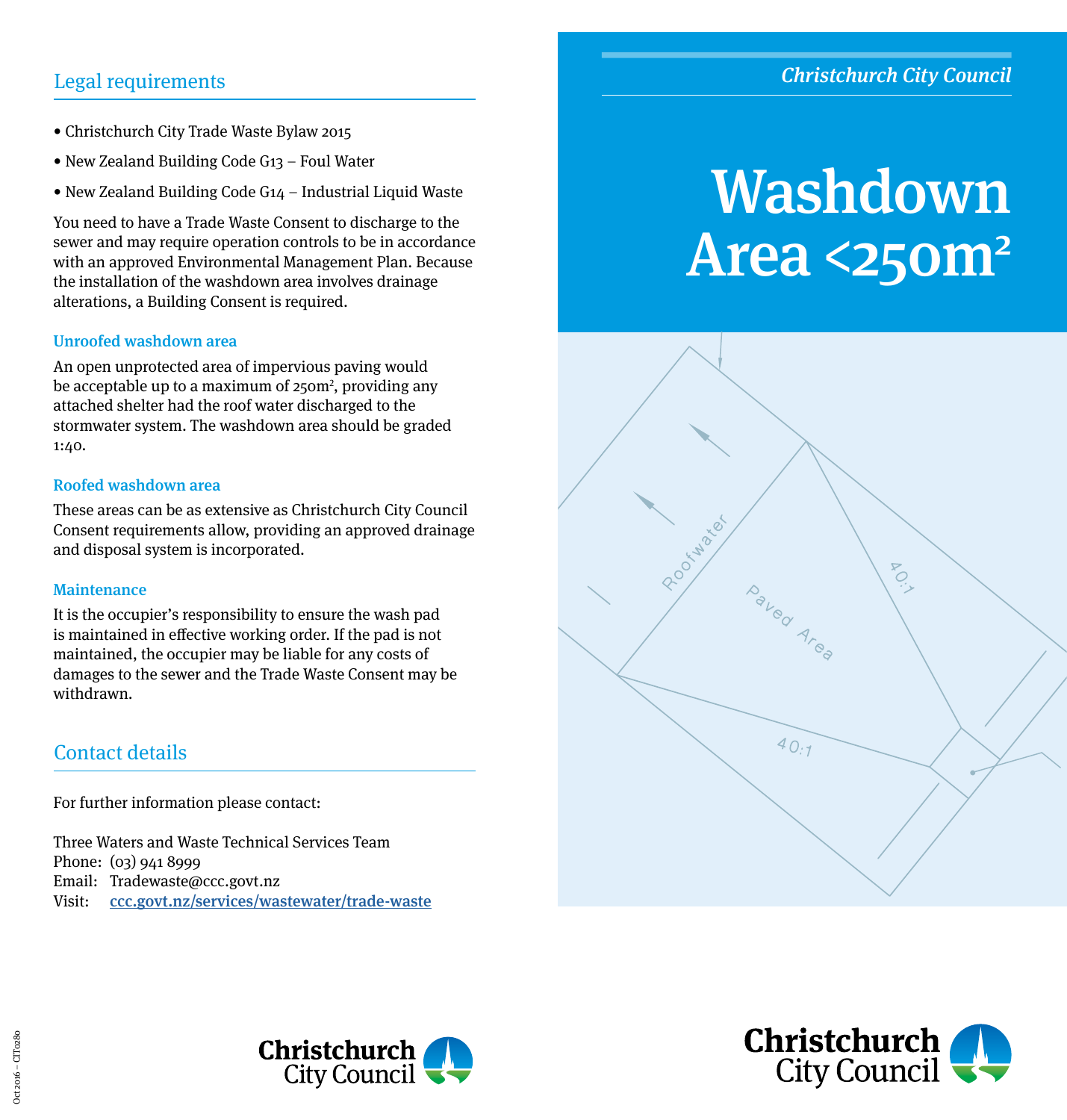Christchurch City Council

# Washdown Area <250m²

## Legal requirements

- Christchurch City Trade Waste Bylaw 2015
- New Zealand Building Code G13 – Foul Water
- New Zealand Building Code G14 – Industrial Liquid Waste

You need to have a Trade Waste Consent to discharge to the sewer and may require operation controls to be in accordance with an approved Environmental Management Plan. Because the installation of the washdown area involves drainage alterations, a Building Consent is required.

### Unroofed washdown area

An open unprotected area of impervious paving would be acceptable up to a maximum of 250m$^2$, providing any attached shelter had the roof water discharged to the stormwater system. The washdown area should be graded 1:40.

### Roofed washdown area

These areas can be as extensive as Christchurch City Council Consent requirements allow, providing an approved drainage and disposal system is incorporated.

### Maintenance

It is the occupier's responsibility to ensure the wash pad is maintained in effective working order. If the pad is not maintained, the occupier may be liable for any costs of damages to the sewer and the Trade Waste Consent may be withdrawn.

## Contact details

For further information please contact:

Three Waters and Waste Technical Services Team
Phone: (03) 941 8999
Email: Tradewaste@ccc.govt.nz
Visit: ccc.govt.nz/services/wastewater/trade-waste

Oct 2016 – CIT0280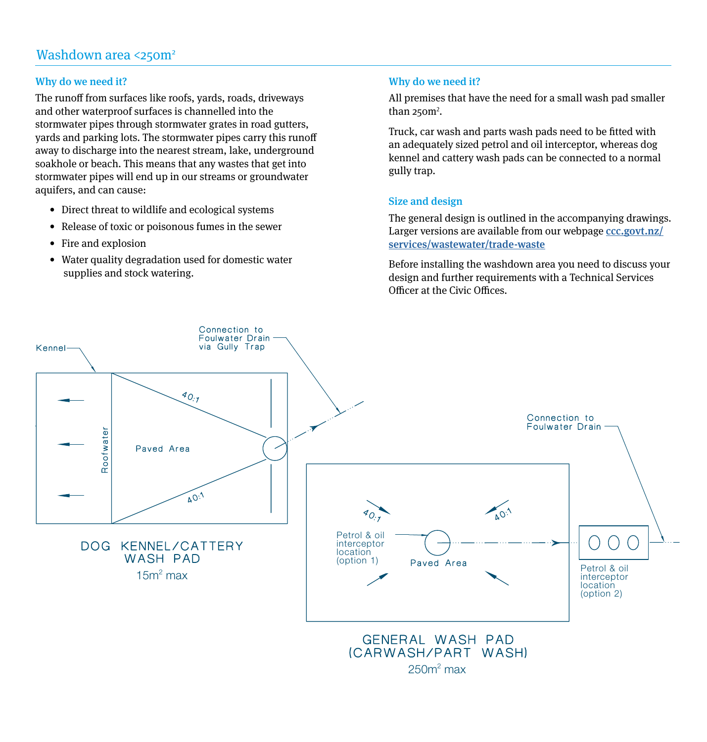## Washdown area <250m²

### Why do we need it?

The runoff from surfaces like roofs, yards, roads, driveways and other waterproof surfaces is channelled into the stormwater pipes through stormwater grates in road gutters, yards and parking lots. The stormwater pipes carry this runoff away to discharge into the nearest stream, lake, underground soakhole or beach. This means that any wastes that get into stormwater pipes will end up in our streams or groundwater aquifers, and can cause:

- Direct threat to wildlife and ecological systems
- Release of toxic or poisonous fumes in the sewer
- Fire and explosion
- Water quality degradation used for domestic water supplies and stock watering.

### Why do we need it?

All premises that have the need for a small wash pad smaller than 250m².

Truck, car wash and parts wash pads need to be fitted with an adequately sized petrol and oil interceptor, whereas dog kennel and cattery wash pads can be connected to a normal gully trap.

### Size and design

The general design is outlined in the accompanying drawings. Larger versions are available from our webpage [ccc.govt.nz/services/wastewater/trade-waste](ccc.govt.nz/services/wastewater/trade-waste)

Before installing the washdown area you need to discuss your design and further requirements with a Technical Services Officer at the Civic Offices.

Kennel

Connection to Foulwater Drain via Gully Trap

Roofwater

Paved Area

40:1

40:1

DOG KENNEL/CATTERY WASH PAD

15m² max

Connection to Foulwater Drain

40:1

40:1

Petrol & oil interceptor location (option 1)

Paved Area

Petrol & oil interceptor location (option 2)

GENERAL WASH PAD (CARWASH/PART WASH)

250m² max